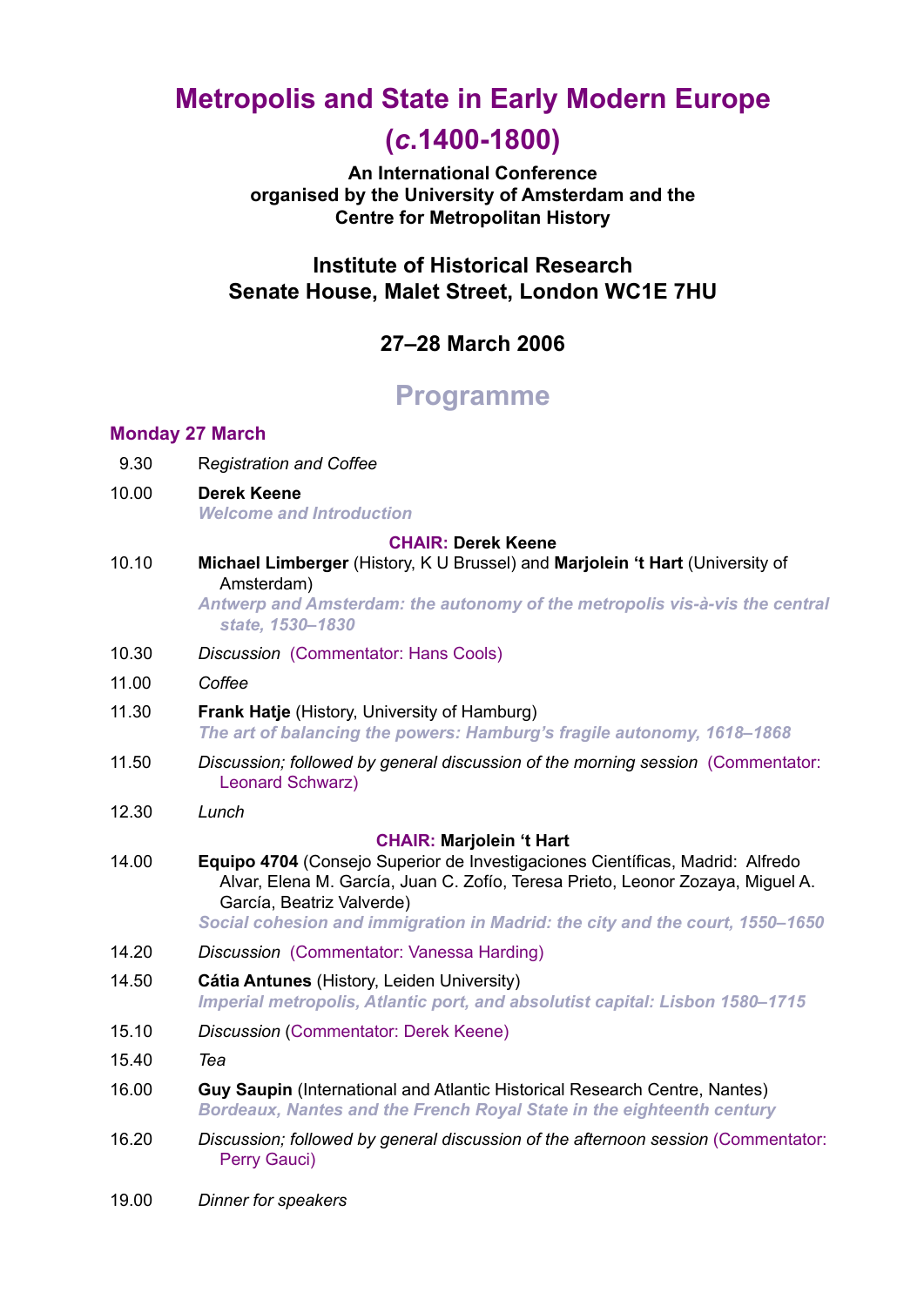# Metropolis and State in Early Modern Europe (*c*.1400-1800)

**An International Conference organised by the University of Amsterdam and the Centre for Metropolitan History**

**Institute of Historical Research**
**Senate House, Malet Street, London WC1E 7HU**

**27–28 March 2006**

## Programme

### Monday 27 March

9.30 *Registration and Coffee*

10.00 **Derek Keene**
*Welcome and Introduction*

**CHAIR: Derek Keene**

10.10 **Michael Limberger** (History, K U Brussel) and **Marjolein 't Hart** (University of Amsterdam)
*Antwerp and Amsterdam: the autonomy of the metropolis vis-à-vis the central state, 1530–1830*

10.30 *Discussion* (Commentator: Hans Cools)

11.00 *Coffee*

11.30 **Frank Hatje** (History, University of Hamburg)
*The art of balancing the powers: Hamburg's fragile autonomy, 1618–1868*

11.50 *Discussion; followed by general discussion of the morning session* (Commentator: Leonard Schwarz)

12.30 *Lunch*

**CHAIR: Marjolein 't Hart**

14.00 **Equipo 4704** (Consejo Superior de Investigaciones Científicas, Madrid: Alfredo Alvar, Elena M. García, Juan C. Zofío, Teresa Prieto, Leonor Zozaya, Miguel A. García, Beatriz Valverde)
*Social cohesion and immigration in Madrid: the city and the court, 1550–1650*

14.20 *Discussion* (Commentator: Vanessa Harding)

14.50 **Cátia Antunes** (History, Leiden University)
*Imperial metropolis, Atlantic port, and absolutist capital: Lisbon 1580–1715*

15.10 *Discussion* (Commentator: Derek Keene)

15.40 *Tea*

16.00 **Guy Saupin** (International and Atlantic Historical Research Centre, Nantes)
*Bordeaux, Nantes and the French Royal State in the eighteenth century*

16.20 *Discussion; followed by general discussion of the afternoon session* (Commentator: Perry Gauci)

19.00 *Dinner for speakers*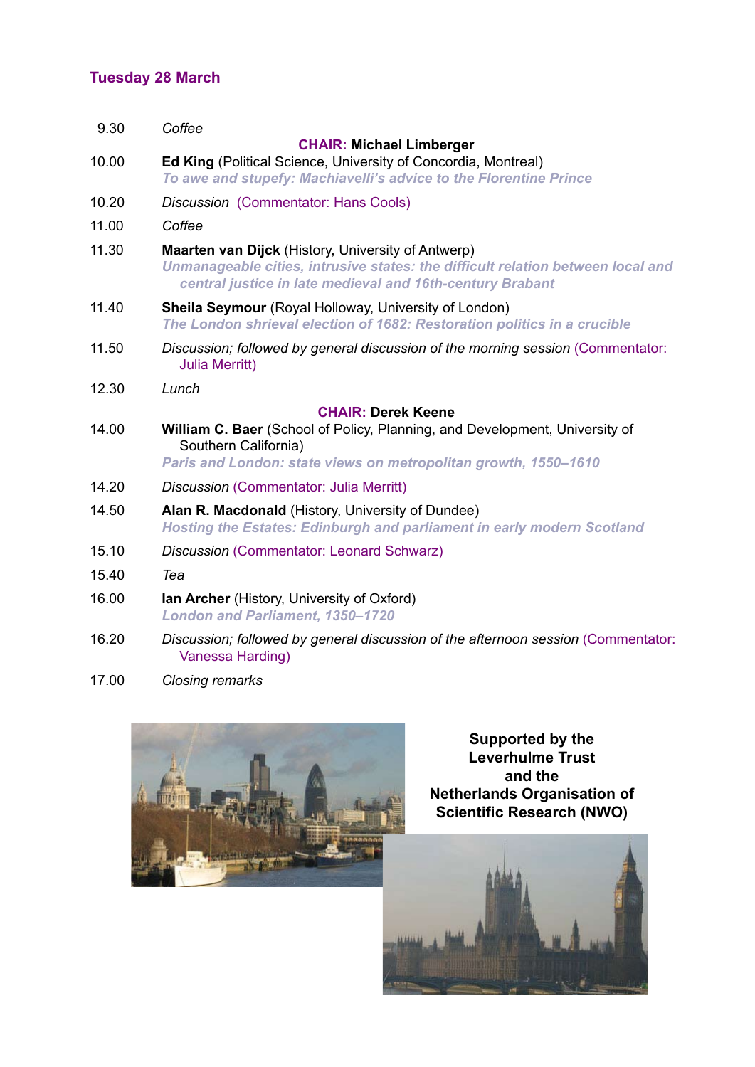## Tuesday 28 March

9.30 *Coffee*

**CHAIR: Michael Limberger**

10.00 **Ed King** (Political Science, University of Concordia, Montreal)
***To awe and stupefy: Machiavelli's advice to the Florentine Prince***

10.20 *Discussion* (Commentator: Hans Cools)

11.00 *Coffee*

11.30 **Maarten van Dijck** (History, University of Antwerp)
***Unmanageable cities, intrusive states: the difficult relation between local and central justice in late medieval and 16th-century Brabant***

11.40 **Sheila Seymour** (Royal Holloway, University of London)
***The London shrieval election of 1682: Restoration politics in a crucible***

11.50 *Discussion; followed by general discussion of the morning session* (Commentator: Julia Merritt)

12.30 *Lunch*

**CHAIR: Derek Keene**

14.00 **William C. Baer** (School of Policy, Planning, and Development, University of Southern California)
***Paris and London: state views on metropolitan growth, 1550–1610***

14.20 *Discussion* (Commentator: Julia Merritt)

14.50 **Alan R. Macdonald** (History, University of Dundee)
***Hosting the Estates: Edinburgh and parliament in early modern Scotland***

15.10 *Discussion* (Commentator: Leonard Schwarz)

15.40 *Tea*

16.00 **Ian Archer** (History, University of Oxford)
***London and Parliament, 1350–1720***

16.20 *Discussion; followed by general discussion of the afternoon session* (Commentator: Vanessa Harding)

17.00 *Closing remarks*

**Supported by the Leverhulme Trust and the Netherlands Organisation of Scientific Research (NWO)**